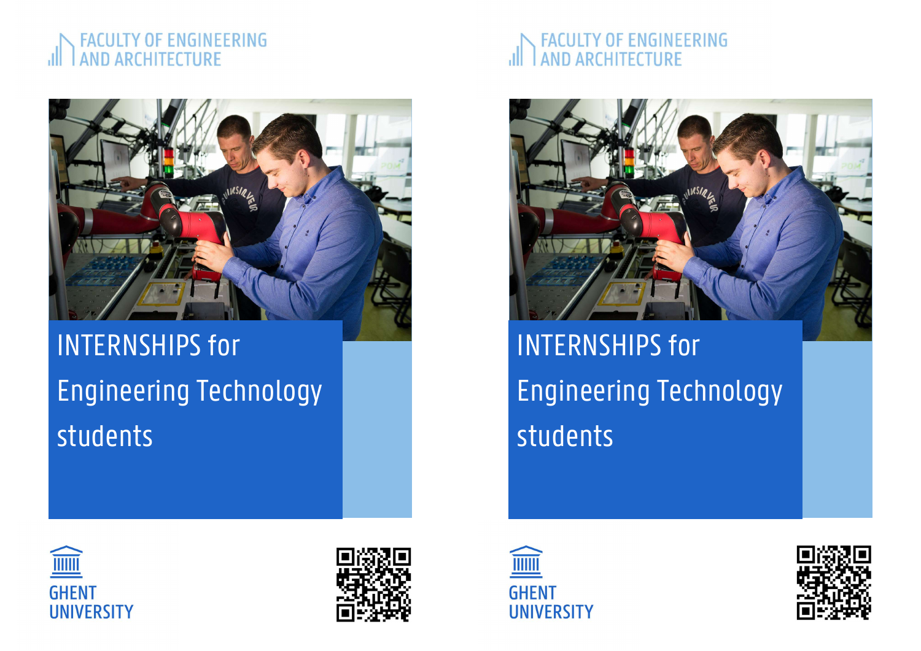FACULTY OF ENGINEERING AND ARCHITECTURE

# INTERNSHIPS for Engineering Technology students

GHENT UNIVERSITY

FACULTY OF ENGINEERING AND ARCHITECTURE

# INTERNSHIPS for Engineering Technology students

GHENT UNIVERSITY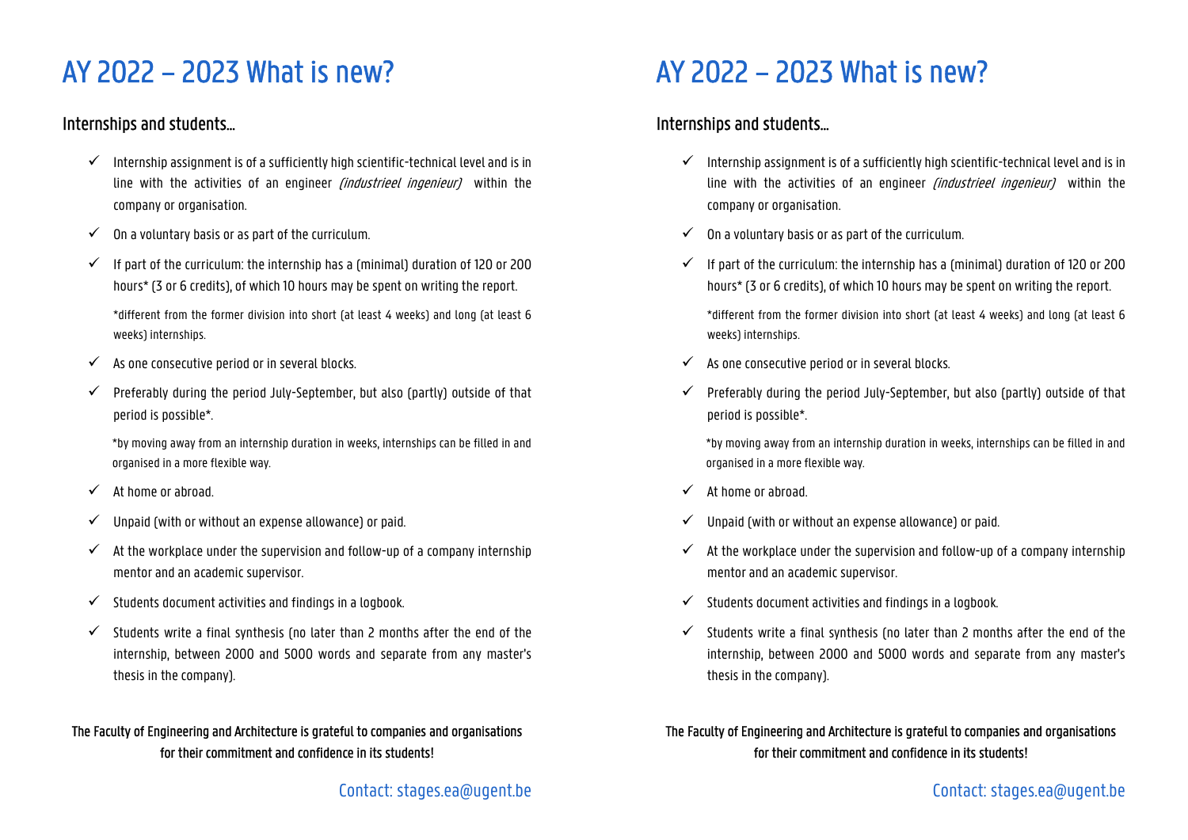# AY 2022 – 2023 What is new?

## Internships and students…

- ✓ Internship assignment is of a sufficiently high scientific-technical level and is in line with the activities of an engineer *(industrieel ingenieur)* within the company or organisation.
- ✓ On a voluntary basis or as part of the curriculum.
- ✓ If part of the curriculum: the internship has a (minimal) duration of 120 or 200 hours* (3 or 6 credits), of which 10 hours may be spent on writing the report.

  *different from the former division into short (at least 4 weeks) and long (at least 6 weeks) internships.
- ✓ As one consecutive period or in several blocks.
- ✓ Preferably during the period July-September, but also (partly) outside of that period is possible*.

  *by moving away from an internship duration in weeks, internships can be filled in and organised in a more flexible way.
- ✓ At home or abroad.
- ✓ Unpaid (with or without an expense allowance) or paid.
- ✓ At the workplace under the supervision and follow-up of a company internship mentor and an academic supervisor.
- ✓ Students document activities and findings in a logbook.
- ✓ Students write a final synthesis (no later than 2 months after the end of the internship, between 2000 and 5000 words and separate from any master's thesis in the company).

**The Faculty of Engineering and Architecture is grateful to companies and organisations for their commitment and confidence in its students!**

Contact: stages.ea@ugent.be

# AY 2022 – 2023 What is new?

## Internships and students…

- ✓ Internship assignment is of a sufficiently high scientific-technical level and is in line with the activities of an engineer *(industrieel ingenieur)* within the company or organisation.
- ✓ On a voluntary basis or as part of the curriculum.
- ✓ If part of the curriculum: the internship has a (minimal) duration of 120 or 200 hours* (3 or 6 credits), of which 10 hours may be spent on writing the report.

  *different from the former division into short (at least 4 weeks) and long (at least 6 weeks) internships.
- ✓ As one consecutive period or in several blocks.
- ✓ Preferably during the period July-September, but also (partly) outside of that period is possible*.

  *by moving away from an internship duration in weeks, internships can be filled in and organised in a more flexible way.
- ✓ At home or abroad.
- ✓ Unpaid (with or without an expense allowance) or paid.
- ✓ At the workplace under the supervision and follow-up of a company internship mentor and an academic supervisor.
- ✓ Students document activities and findings in a logbook.
- ✓ Students write a final synthesis (no later than 2 months after the end of the internship, between 2000 and 5000 words and separate from any master's thesis in the company).

**The Faculty of Engineering and Architecture is grateful to companies and organisations for their commitment and confidence in its students!**

Contact: stages.ea@ugent.be